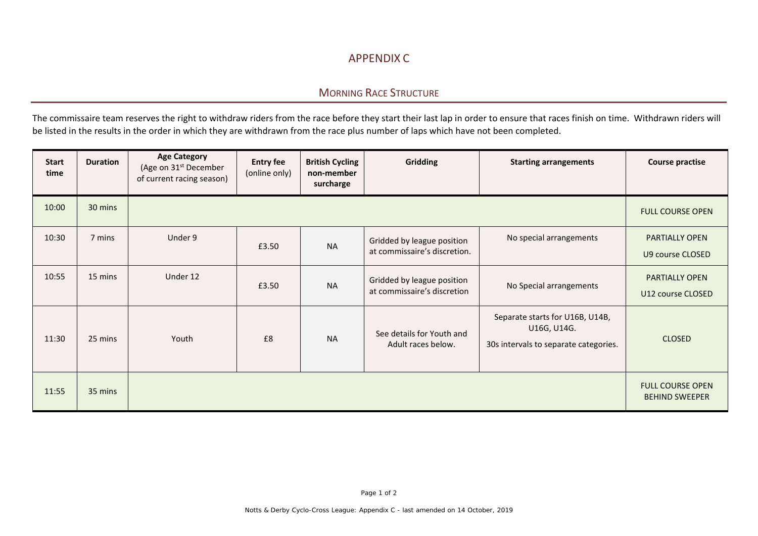# APPENDIX C

## MORNING RACE STRUCTURE

The commissaire team reserves the right to withdraw riders from the race before they start their last lap in order to ensure that races finish on time. Withdrawn riders will be listed in the results in the order in which they are withdrawn from the race plus number of laps which have not been completed.

| **Start time** | **Duration** | **Age Category** (Age on 31st December of current racing season) | **Entry fee** (online only) | **British Cycling non-member surcharge** | **Gridding** | **Starting arrangements** | **Course practise** |
|---|---|---|---|---|---|---|---|
| 10:00 | 30 mins | | | | | | FULL COURSE OPEN |
| 10:30 | 7 mins | Under 9 | £3.50 | NA | Gridded by league position at commissaire's discretion. | No special arrangements | PARTIALLY OPEN U9 course CLOSED |
| 10:55 | 15 mins | Under 12 | £3.50 | NA | Gridded by league position at commissaire's discretion | No Special arrangements | PARTIALLY OPEN U12 course CLOSED |
| 11:30 | 25 mins | Youth | £8 | NA | See details for Youth and Adult races below. | Separate starts for U16B, U14B, U16G, U14G. 30s intervals to separate categories. | CLOSED |
| 11:55 | 35 mins | | | | | | FULL COURSE OPEN BEHIND SWEEPER |

Notts & Derby Cyclo-Cross League: Appendix C - last amended on 14 October, 2019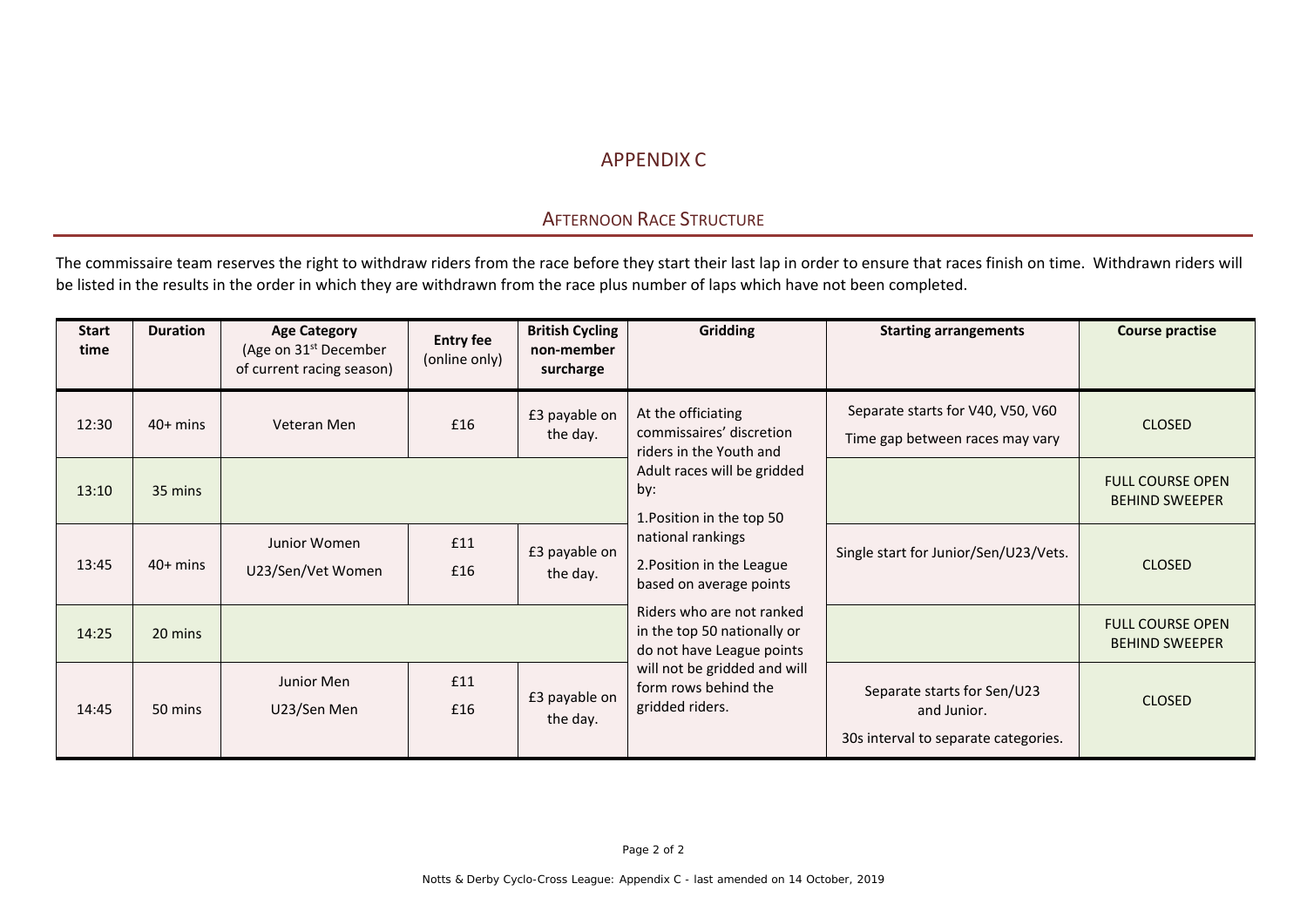# APPENDIX C

## AFTERNOON RACE STRUCTURE

The commissaire team reserves the right to withdraw riders from the race before they start their last lap in order to ensure that races finish on time. Withdrawn riders will be listed in the results in the order in which they are withdrawn from the race plus number of laps which have not been completed.

| **Start time** | **Duration** | **Age Category** (Age on 31st December of current racing season) | **Entry fee** (online only) | **British Cycling non-member surcharge** | **Gridding** | **Starting arrangements** | **Course practise** |
|---|---|---|---|---|---|---|---|
| 12:30 | 40+ mins | Veteran Men | £16 | £3 payable on the day. | At the officiating commissaires' discretion riders in the Youth and Adult races will be gridded by:<br>1.Position in the top 50 national rankings<br>2.Position in the League based on average points<br>Riders who are not ranked in the top 50 nationally or do not have League points will not be gridded and will form rows behind the gridded riders. | Separate starts for V40, V50, V60<br>Time gap between races may vary | CLOSED |
| 13:10 | 35 mins | | | | | | FULL COURSE OPEN BEHIND SWEEPER |
| 13:45 | 40+ mins | Junior Women<br>U23/Sen/Vet Women | £11<br>£16 | £3 payable on the day. | | Single start for Junior/Sen/U23/Vets. | CLOSED |
| 14:25 | 20 mins | | | | | | FULL COURSE OPEN BEHIND SWEEPER |
| 14:45 | 50 mins | Junior Men<br>U23/Sen Men | £11<br>£16 | £3 payable on the day. | | Separate starts for Sen/U23 and Junior.<br>30s interval to separate categories. | CLOSED |